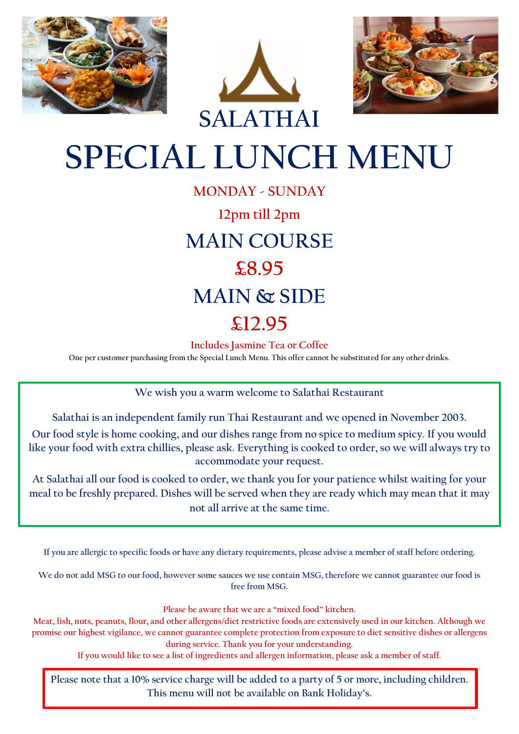# SALATHAI

# SPECIAL LUNCH MENU

MONDAY - SUNDAY

12pm till 2pm

## MAIN COURSE

## £8.95

## MAIN & SIDE

## £12.95

Includes Jasmine Tea or Coffee

One per customer purchasing from the Special Lunch Menu. This offer cannot be substituted for any other drinks.

We wish you a warm welcome to Salathai Restaurant

Salathai is an independent family run Thai Restaurant and we opened in November 2003. Our food style is home cooking, and our dishes range from no spice to medium spicy. If you would like your food with extra chillies, please ask. Everything is cooked to order, so we will always try to accommodate your request.

At Salathai all our food is cooked to order, we thank you for your patience whilst waiting for your meal to be freshly prepared. Dishes will be served when they are ready which may mean that it may not all arrive at the same time.

If you are allergic to specific foods or have any dietary requirements, please advise a member of staff before ordering.

We do not add MSG to our food, however some sauces we use contain MSG, therefore we cannot guarantee our food is free from MSG.

Please be aware that we are a "mixed food" kitchen.
Meat, fish, nuts, peanuts, flour, and other allergens/diet restrictive foods are extensively used in our kitchen. Although we promise our highest vigilance, we cannot guarantee complete protection from exposure to diet sensitive dishes or allergens during service. Thank you for your understanding.
If you would like to see a list of ingredients and allergen information, please ask a member of staff.

Please note that a 10% service charge will be added to a party of 5 or more, including children.
This menu will not be available on Bank Holiday's.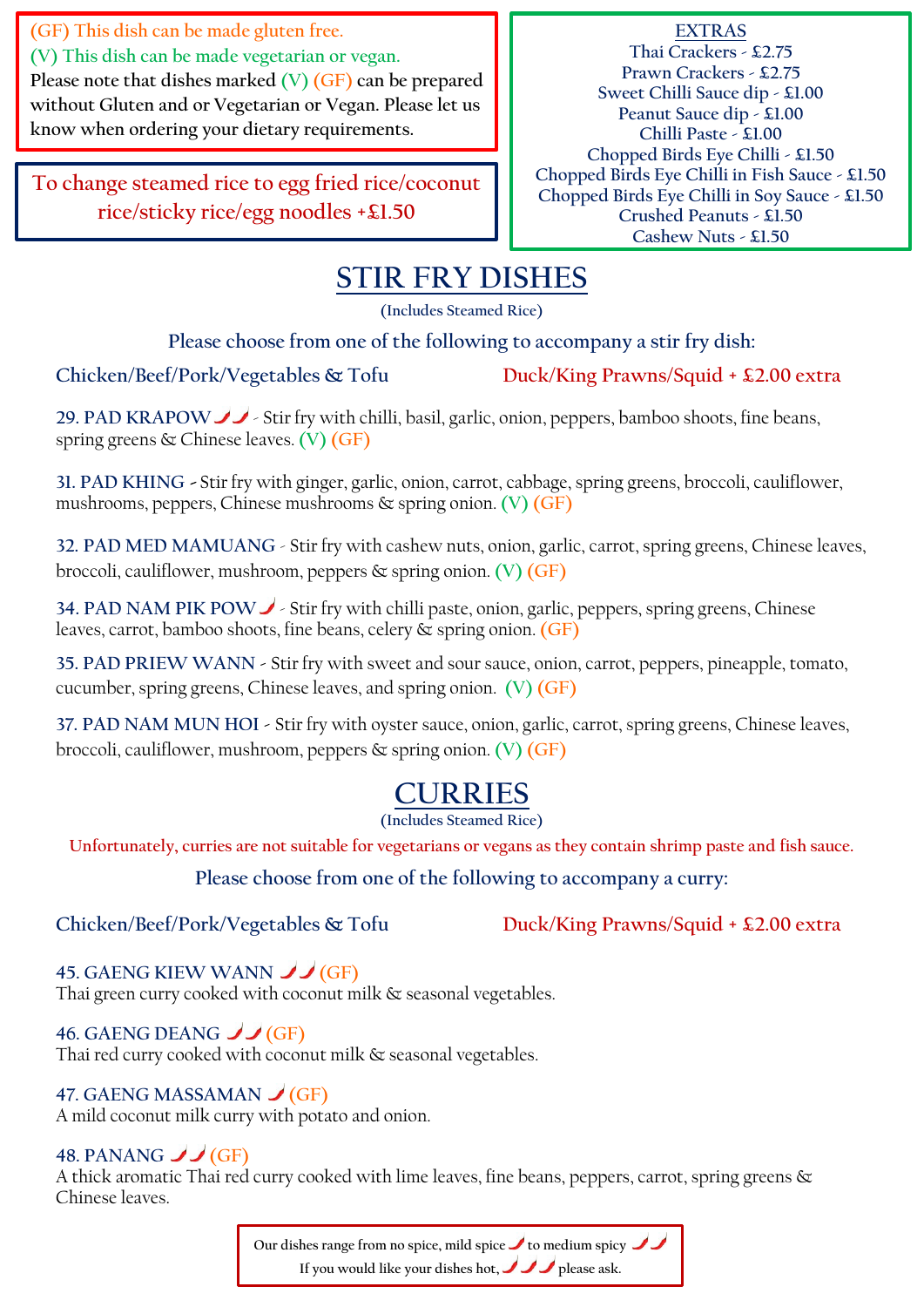(GF) This dish can be made gluten free.
(V) This dish can be made vegetarian or vegan.
Please note that dishes marked (V) (GF) can be prepared without Gluten and or Vegetarian or Vegan. Please let us know when ordering your dietary requirements.

To change steamed rice to egg fried rice/coconut rice/sticky rice/egg noodles +£1.50

**EXTRAS**

Thai Crackers - £2.75
Prawn Crackers - £2.75
Sweet Chilli Sauce dip - £1.00
Peanut Sauce dip - £1.00
Chilli Paste - £1.00
Chopped Birds Eye Chilli - £1.50
Chopped Birds Eye Chilli in Fish Sauce - £1.50
Chopped Birds Eye Chilli in Soy Sauce - £1.50
Crushed Peanuts - £1.50
Cashew Nuts - £1.50

# STIR FRY DISHES

(Includes Steamed Rice)

Please choose from one of the following to accompany a stir fry dish:

Chicken/Beef/Pork/Vegetables & Tofu — Duck/King Prawns/Squid + £2.00 extra

**29. PAD KRAPOW** 🌶🌶 - Stir fry with chilli, basil, garlic, onion, peppers, bamboo shoots, fine beans, spring greens & Chinese leaves. (V) (GF)

**31. PAD KHING** - Stir fry with ginger, garlic, onion, carrot, cabbage, spring greens, broccoli, cauliflower, mushrooms, peppers, Chinese mushrooms & spring onion. (V) (GF)

**32. PAD MED MAMUANG** - Stir fry with cashew nuts, onion, garlic, carrot, spring greens, Chinese leaves, broccoli, cauliflower, mushroom, peppers & spring onion. (V) (GF)

**34. PAD NAM PIK POW** 🌶 - Stir fry with chilli paste, onion, garlic, peppers, spring greens, Chinese leaves, carrot, bamboo shoots, fine beans, celery & spring onion. (GF)

**35. PAD PRIEW WANN** - Stir fry with sweet and sour sauce, onion, carrot, peppers, pineapple, tomato, cucumber, spring greens, Chinese leaves, and spring onion. (V) (GF)

**37. PAD NAM MUN HOI** - Stir fry with oyster sauce, onion, garlic, carrot, spring greens, Chinese leaves, broccoli, cauliflower, mushroom, peppers & spring onion. (V) (GF)

# CURRIES

(Includes Steamed Rice)

Unfortunately, curries are not suitable for vegetarians or vegans as they contain shrimp paste and fish sauce.

Please choose from one of the following to accompany a curry:

Chicken/Beef/Pork/Vegetables & Tofu — Duck/King Prawns/Squid + £2.00 extra

**45. GAENG KIEW WANN** 🌶🌶 (GF)
Thai green curry cooked with coconut milk & seasonal vegetables.

**46. GAENG DEANG** 🌶🌶 (GF)
Thai red curry cooked with coconut milk & seasonal vegetables.

**47. GAENG MASSAMAN** 🌶 (GF)
A mild coconut milk curry with potato and onion.

**48. PANANG** 🌶🌶 (GF)
A thick aromatic Thai red curry cooked with lime leaves, fine beans, peppers, carrot, spring greens & Chinese leaves.

Our dishes range from no spice, mild spice 🌶 to medium spicy 🌶🌶
If you would like your dishes hot, 🌶🌶🌶 please ask.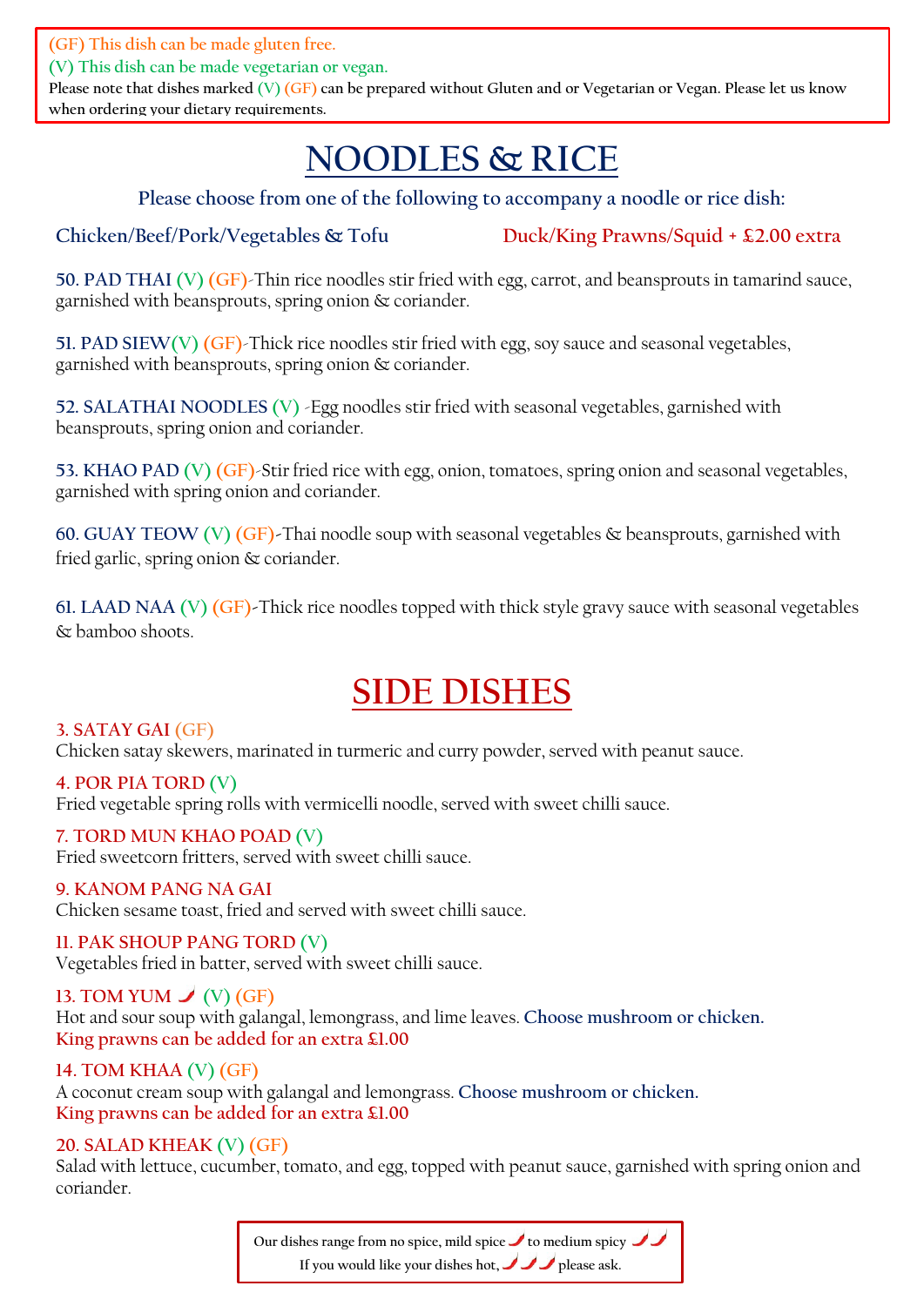(GF) This dish can be made gluten free.

(V) This dish can be made vegetarian or vegan.

Please note that dishes marked (V) (GF) can be prepared without Gluten and or Vegetarian or Vegan. Please let us know when ordering your dietary requirements.

# NOODLES & RICE

**Please choose from one of the following to accompany a noodle or rice dish:**

Chicken/Beef/Pork/Vegetables & Tofu

Duck/King Prawns/Squid + £2.00 extra

**50. PAD THAI** (V) (GF)-Thin rice noodles stir fried with egg, carrot, and beansprouts in tamarind sauce, garnished with beansprouts, spring onion & coriander.

**51. PAD SIEW**(V) (GF)-Thick rice noodles stir fried with egg, soy sauce and seasonal vegetables, garnished with beansprouts, spring onion & coriander.

**52. SALATHAI NOODLES** (V) -Egg noodles stir fried with seasonal vegetables, garnished with beansprouts, spring onion and coriander.

**53. KHAO PAD** (V) (GF)-Stir fried rice with egg, onion, tomatoes, spring onion and seasonal vegetables, garnished with spring onion and coriander.

**60. GUAY TEOW** (V) (GF)-Thai noodle soup with seasonal vegetables & beansprouts, garnished with fried garlic, spring onion & coriander.

**61. LAAD NAA** (V) (GF)-Thick rice noodles topped with thick style gravy sauce with seasonal vegetables & bamboo shoots.

# SIDE DISHES

**3. SATAY GAI** (GF)
Chicken satay skewers, marinated in turmeric and curry powder, served with peanut sauce.

**4. POR PIA TORD** (V)
Fried vegetable spring rolls with vermicelli noodle, served with sweet chilli sauce.

**7. TORD MUN KHAO POAD** (V)
Fried sweetcorn fritters, served with sweet chilli sauce.

**9. KANOM PANG NA GAI**
Chicken sesame toast, fried and served with sweet chilli sauce.

**11. PAK SHOUP PANG TORD** (V)
Vegetables fried in batter, served with sweet chilli sauce.

**13. TOM YUM** 🌶 (V) (GF)
Hot and sour soup with galangal, lemongrass, and lime leaves. Choose mushroom or chicken.
King prawns can be added for an extra £1.00

**14. TOM KHAA** (V) (GF)
A coconut cream soup with galangal and lemongrass. Choose mushroom or chicken.
King prawns can be added for an extra £1.00

**20. SALAD KHEAK** (V) (GF)
Salad with lettuce, cucumber, tomato, and egg, topped with peanut sauce, garnished with spring onion and coriander.

Our dishes range from no spice, mild spice 🌶 to medium spicy 🌶🌶
If you would like your dishes hot, 🌶🌶🌶 please ask.